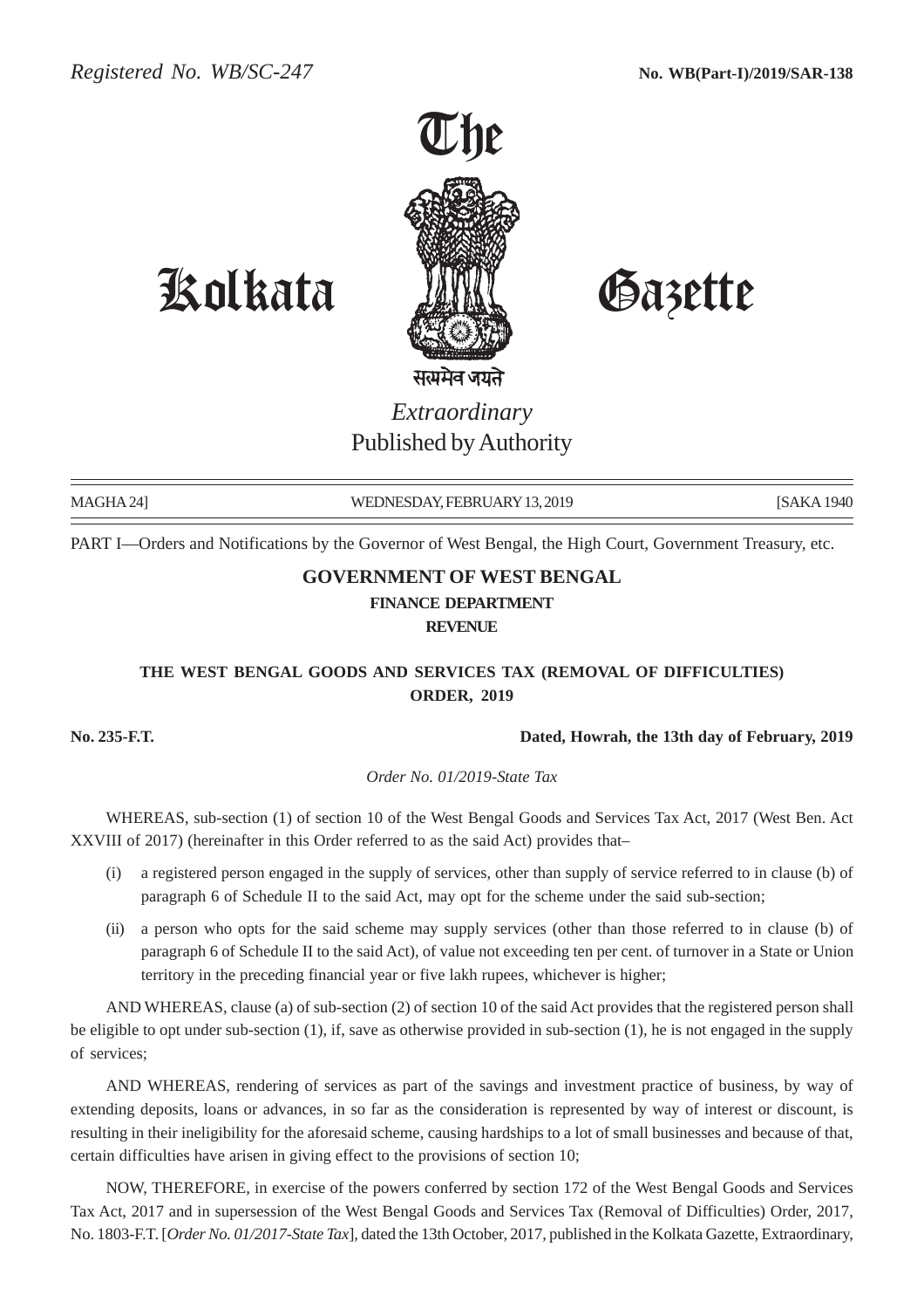Registered No. WB/SC-247 **No. WB(Part-I)/2019/SAR-138**

# The Kolkata Gazette

सत्यमेव जयते

*Extraordinary*
Published by Authority

MAGHA 24] WEDNESDAY, FEBRUARY 13, 2019 [SAKA 1940

PART I—Orders and Notifications by the Governor of West Bengal, the High Court, Government Treasury, etc.

## GOVERNMENT OF WEST BENGAL

### FINANCE DEPARTMENT

### REVENUE

### THE WEST BENGAL GOODS AND SERVICES TAX (REMOVAL OF DIFFICULTIES) ORDER, 2019

**No. 235-F.T.** **Dated, Howrah, the 13th day of February, 2019**

*Order No. 01/2019-State Tax*

WHEREAS, sub-section (1) of section 10 of the West Bengal Goods and Services Tax Act, 2017 (West Ben. Act XXVIII of 2017) (hereinafter in this Order referred to as the said Act) provides that–

(i) a registered person engaged in the supply of services, other than supply of service referred to in clause (b) of paragraph 6 of Schedule II to the said Act, may opt for the scheme under the said sub-section;

(ii) a person who opts for the said scheme may supply services (other than those referred to in clause (b) of paragraph 6 of Schedule II to the said Act), of value not exceeding ten per cent. of turnover in a State or Union territory in the preceding financial year or five lakh rupees, whichever is higher;

AND WHEREAS, clause (a) of sub-section (2) of section 10 of the said Act provides that the registered person shall be eligible to opt under sub-section (1), if, save as otherwise provided in sub-section (1), he is not engaged in the supply of services;

AND WHEREAS, rendering of services as part of the savings and investment practice of business, by way of extending deposits, loans or advances, in so far as the consideration is represented by way of interest or discount, is resulting in their ineligibility for the aforesaid scheme, causing hardships to a lot of small businesses and because of that, certain difficulties have arisen in giving effect to the provisions of section 10;

NOW, THEREFORE, in exercise of the powers conferred by section 172 of the West Bengal Goods and Services Tax Act, 2017 and in supersession of the West Bengal Goods and Services Tax (Removal of Difficulties) Order, 2017, No. 1803-F.T. [*Order No. 01/2017-State Tax*], dated the 13th October, 2017, published in the Kolkata Gazette, Extraordinary,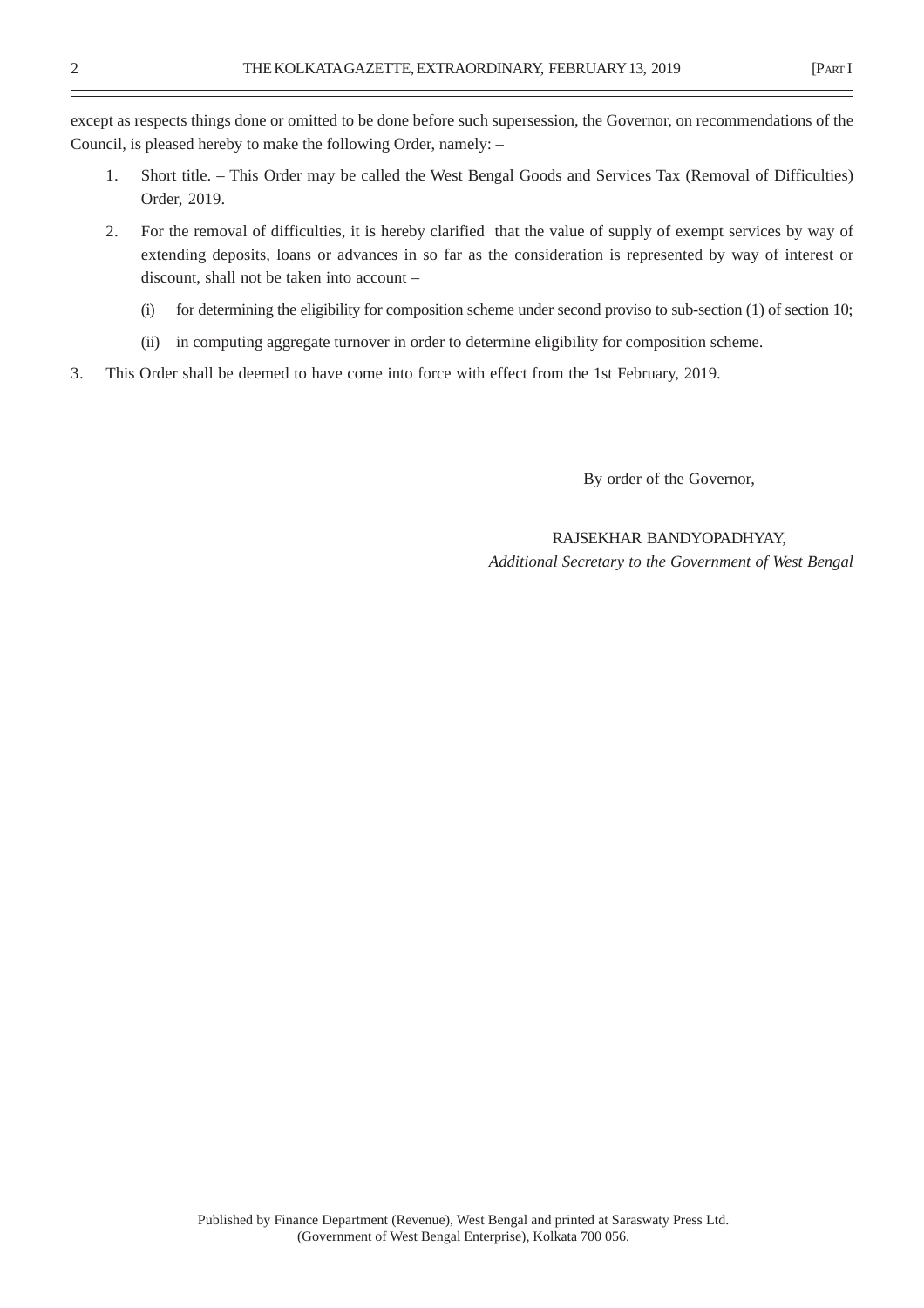except as respects things done or omitted to be done before such supersession, the Governor, on recommendations of the Council, is pleased hereby to make the following Order, namely: –

1. Short title. – This Order may be called the West Bengal Goods and Services Tax (Removal of Difficulties) Order, 2019.

2. For the removal of difficulties, it is hereby clarified that the value of supply of exempt services by way of extending deposits, loans or advances in so far as the consideration is represented by way of interest or discount, shall not be taken into account –

   (i) for determining the eligibility for composition scheme under second proviso to sub-section (1) of section 10;

   (ii) in computing aggregate turnover in order to determine eligibility for composition scheme.

3. This Order shall be deemed to have come into force with effect from the 1st February, 2019.

By order of the Governor,

RAJSEKHAR BANDYOPADHYAY,
*Additional Secretary to the Government of West Bengal*

Published by Finance Department (Revenue), West Bengal and printed at Saraswaty Press Ltd.
(Government of West Bengal Enterprise), Kolkata 700 056.